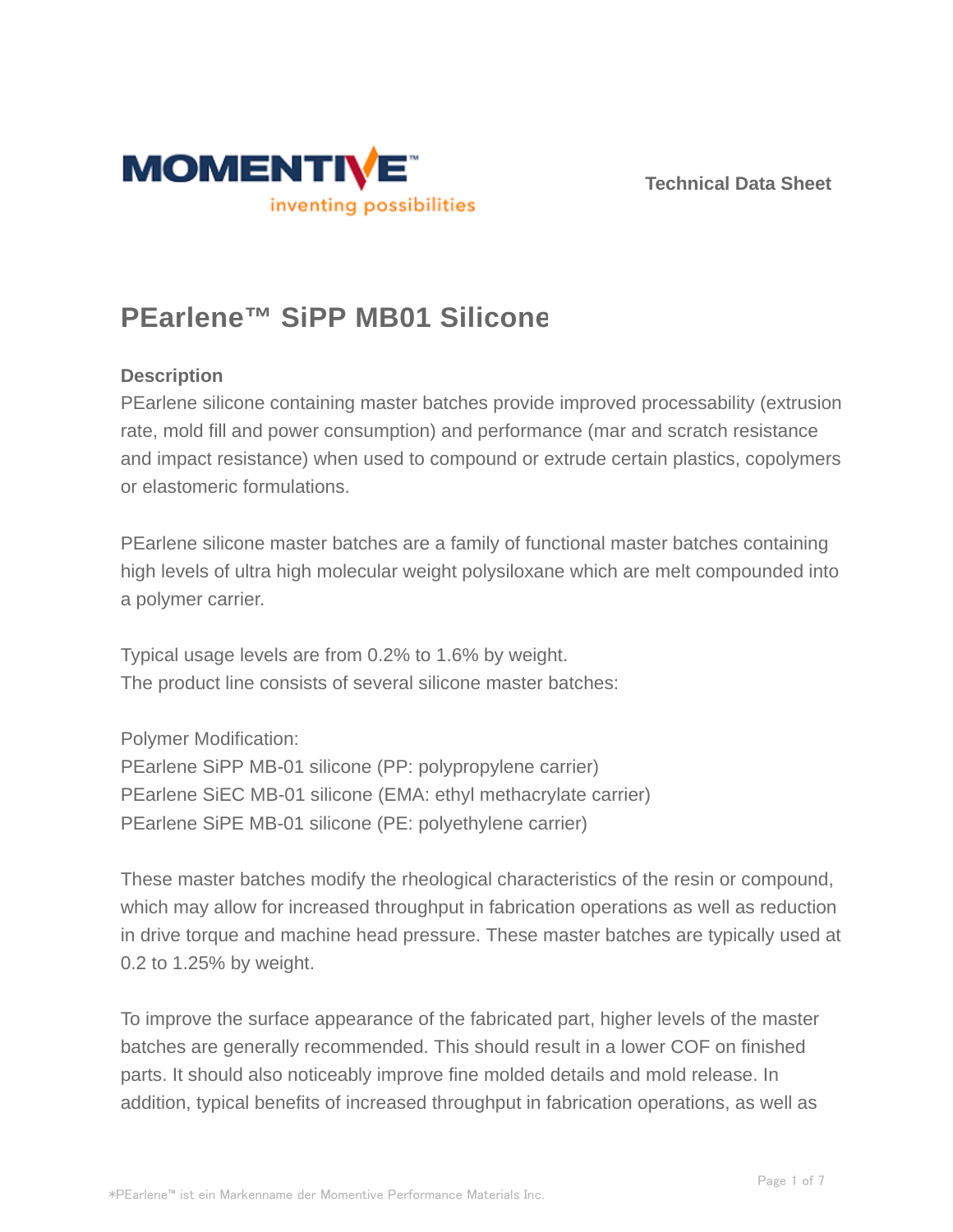Technical Data Sheet

# PEarlene™ SiPP MB01 Silicone

## Description

PEarlene silicone containing master batches provide improved processability (extrusion rate, mold fill and power consumption) and performance (mar and scratch resistance and impact resistance) when used to compound or extrude certain plastics, copolymers or elastomeric formulations.

PEarlene silicone master batches are a family of functional master batches containing high levels of ultra high molecular weight polysiloxane which are melt compounded into a polymer carrier.

Typical usage levels are from 0.2% to 1.6% by weight.
The product line consists of several silicone master batches:

Polymer Modification:
PEarlene SiPP MB-01 silicone (PP: polypropylene carrier)
PEarlene SiEC MB-01 silicone (EMA: ethyl methacrylate carrier)
PEarlene SiPE MB-01 silicone (PE: polyethylene carrier)

These master batches modify the rheological characteristics of the resin or compound, which may allow for increased throughput in fabrication operations as well as reduction in drive torque and machine head pressure. These master batches are typically used at 0.2 to 1.25% by weight.

To improve the surface appearance of the fabricated part, higher levels of the master batches are generally recommended. This should result in a lower COF on finished parts. It should also noticeably improve fine molded details and mold release. In addition, typical benefits of increased throughput in fabrication operations, as well as

*PEarlene™ ist ein Markenname der Momentive Performance Materials Inc.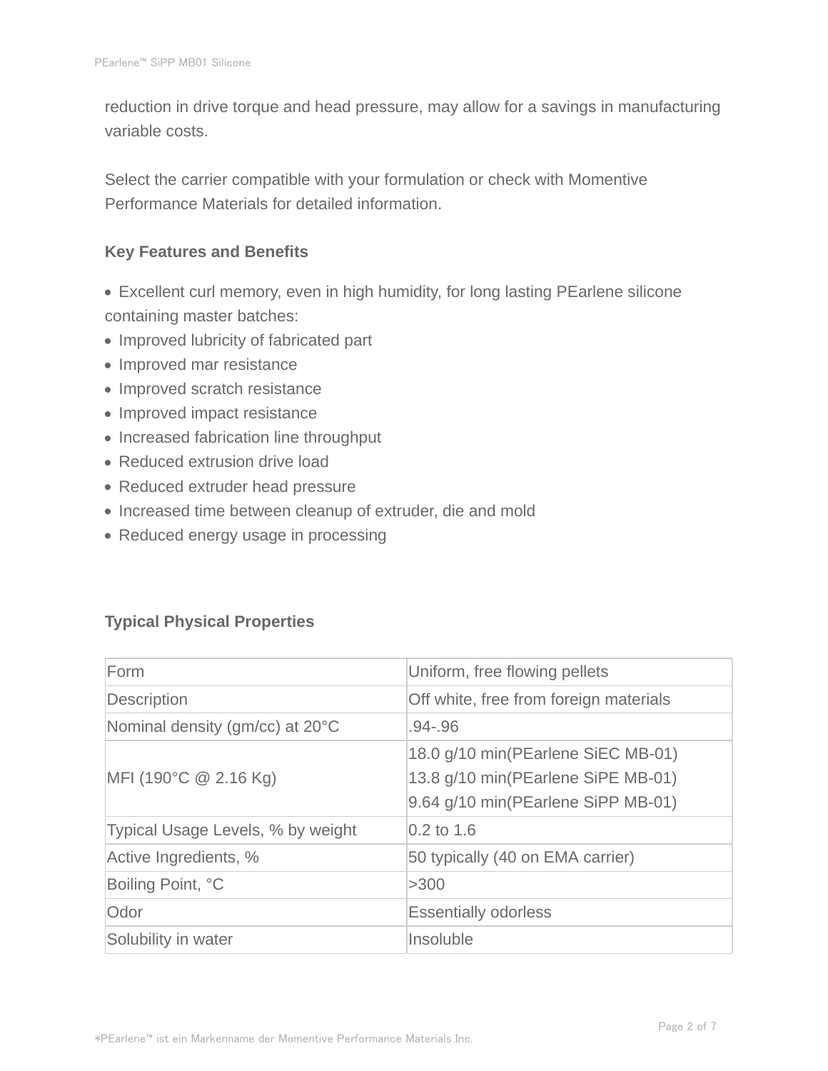reduction in drive torque and head pressure, may allow for a savings in manufacturing variable costs.

Select the carrier compatible with your formulation or check with Momentive Performance Materials for detailed information.

### Key Features and Benefits

- Excellent curl memory, even in high humidity, for long lasting PEarlene silicone containing master batches:
- Improved lubricity of fabricated part
- Improved mar resistance
- Improved scratch resistance
- Improved impact resistance
- Increased fabrication line throughput
- Reduced extrusion drive load
- Reduced extruder head pressure
- Increased time between cleanup of extruder, die and mold
- Reduced energy usage in processing

### Typical Physical Properties

| Form | Uniform, free flowing pellets |
|---|---|
| Description | Off white, free from foreign materials |
| Nominal density (gm/cc) at 20°C | .94-.96 |
| MFI (190°C @ 2.16 Kg) | 18.0 g/10 min(PEarlene SiEC MB-01)<br>13.8 g/10 min(PEarlene SiPE MB-01)<br>9.64 g/10 min(PEarlene SiPP MB-01) |
| Typical Usage Levels, % by weight | 0.2 to 1.6 |
| Active Ingredients, % | 50 typically (40 on EMA carrier) |
| Boiling Point, °C | >300 |
| Odor | Essentially odorless |
| Solubility in water | Insoluble |

*PEarlene™ ist ein Markenname der Momentive Performance Materials Inc.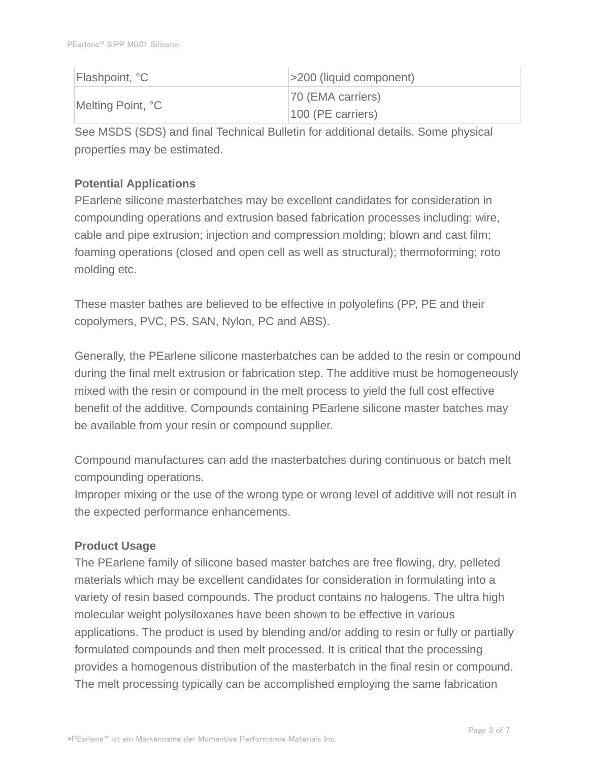| | |
|---|---|
| Flashpoint, °C | >200 (liquid component) |
| Melting Point, °C | 70 (EMA carriers)<br>100 (PE carriers) |

See MSDS (SDS) and final Technical Bulletin for additional details. Some physical properties may be estimated.

**Potential Applications**

PEarlene silicone masterbatches may be excellent candidates for consideration in compounding operations and extrusion based fabrication processes including: wire, cable and pipe extrusion; injection and compression molding; blown and cast film; foaming operations (closed and open cell as well as structural); thermoforming; roto molding etc.

These master bathes are believed to be effective in polyolefins (PP, PE and their copolymers, PVC, PS, SAN, Nylon, PC and ABS).

Generally, the PEarlene silicone masterbatches can be added to the resin or compound during the final melt extrusion or fabrication step. The additive must be homogeneously mixed with the resin or compound in the melt process to yield the full cost effective benefit of the additive. Compounds containing PEarlene silicone master batches may be available from your resin or compound supplier.

Compound manufactures can add the masterbatches during continuous or batch melt compounding operations.
Improper mixing or the use of the wrong type or wrong level of additive will not result in the expected performance enhancements.

**Product Usage**

The PEarlene family of silicone based master batches are free flowing, dry, pelleted materials which may be excellent candidates for consideration in formulating into a variety of resin based compounds. The product contains no halogens. The ultra high molecular weight polysiloxanes have been shown to be effective in various applications. The product is used by blending and/or adding to resin or fully or partially formulated compounds and then melt processed. It is critical that the processing provides a homogenous distribution of the masterbatch in the final resin or compound. The melt processing typically can be accomplished employing the same fabrication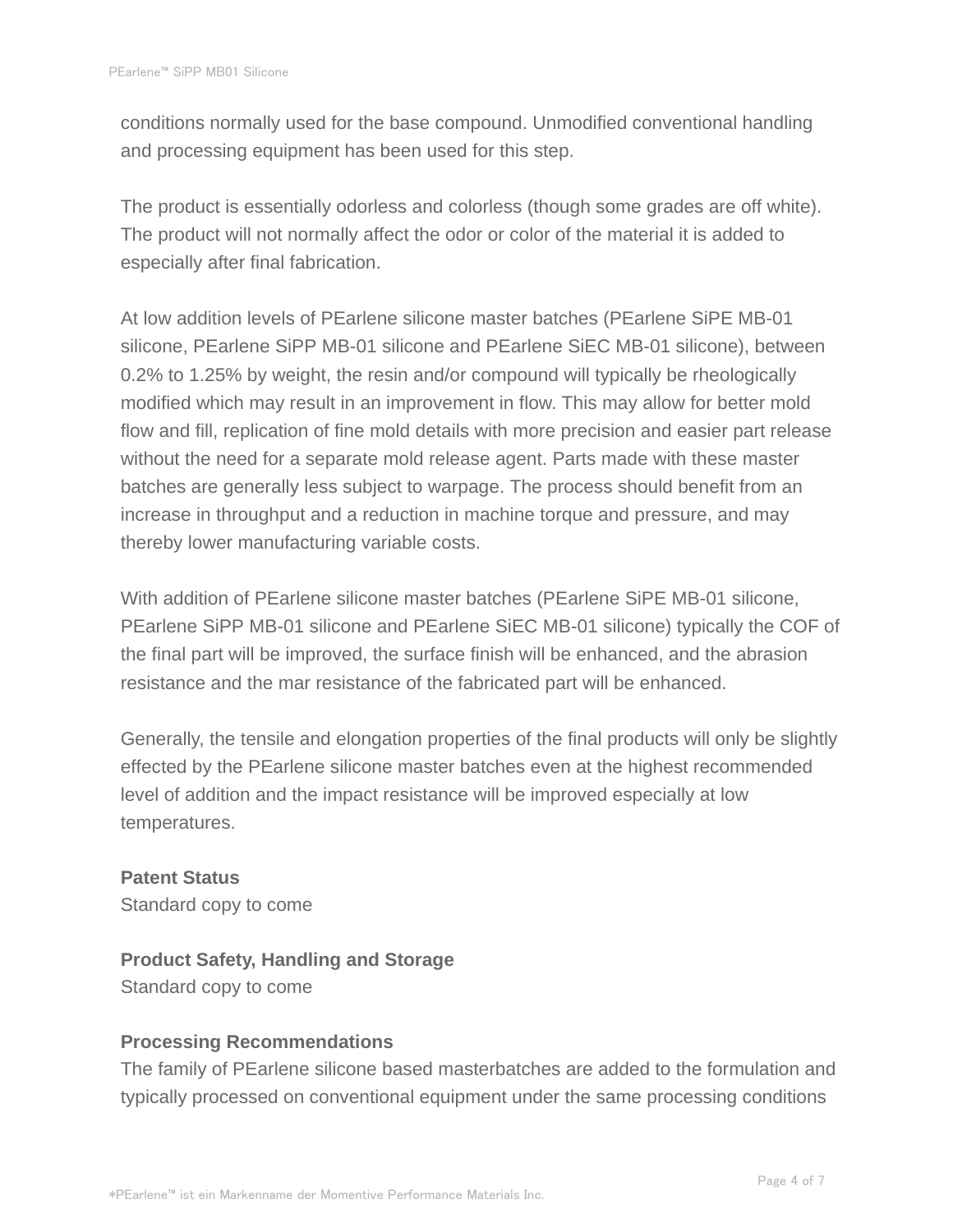conditions normally used for the base compound. Unmodified conventional handling and processing equipment has been used for this step.

The product is essentially odorless and colorless (though some grades are off white). The product will not normally affect the odor or color of the material it is added to especially after final fabrication.

At low addition levels of PEarlene silicone master batches (PEarlene SiPE MB-01 silicone, PEarlene SiPP MB-01 silicone and PEarlene SiEC MB-01 silicone), between 0.2% to 1.25% by weight, the resin and/or compound will typically be rheologically modified which may result in an improvement in flow. This may allow for better mold flow and fill, replication of fine mold details with more precision and easier part release without the need for a separate mold release agent. Parts made with these master batches are generally less subject to warpage. The process should benefit from an increase in throughput and a reduction in machine torque and pressure, and may thereby lower manufacturing variable costs.

With addition of PEarlene silicone master batches (PEarlene SiPE MB-01 silicone, PEarlene SiPP MB-01 silicone and PEarlene SiEC MB-01 silicone) typically the COF of the final part will be improved, the surface finish will be enhanced, and the abrasion resistance and the mar resistance of the fabricated part will be enhanced.

Generally, the tensile and elongation properties of the final products will only be slightly effected by the PEarlene silicone master batches even at the highest recommended level of addition and the impact resistance will be improved especially at low temperatures.

**Patent Status**

Standard copy to come

**Product Safety, Handling and Storage**

Standard copy to come

**Processing Recommendations**

The family of PEarlene silicone based masterbatches are added to the formulation and typically processed on conventional equipment under the same processing conditions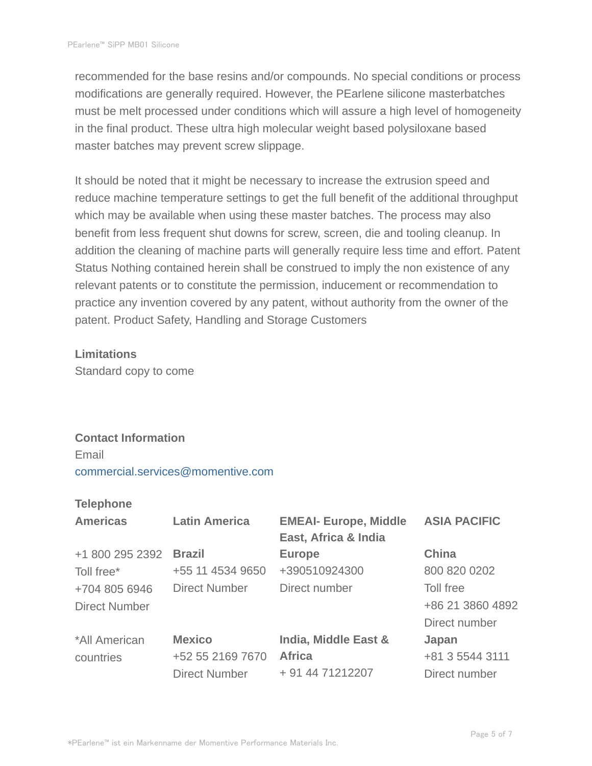recommended for the base resins and/or compounds. No special conditions or process modifications are generally required. However, the PEarlene silicone masterbatches must be melt processed under conditions which will assure a high level of homogeneity in the final product. These ultra high molecular weight based polysiloxane based master batches may prevent screw slippage.

It should be noted that it might be necessary to increase the extrusion speed and reduce machine temperature settings to get the full benefit of the additional throughput which may be available when using these master batches. The process may also benefit from less frequent shut downs for screw, screen, die and tooling cleanup. In addition the cleaning of machine parts will generally require less time and effort. Patent Status Nothing contained herein shall be construed to imply the non existence of any relevant patents or to constitute the permission, inducement or recommendation to practice any invention covered by any patent, without authority from the owner of the patent. Product Safety, Handling and Storage Customers

**Limitations**

Standard copy to come

**Contact Information**

Email

commercial.services@momentive.com

**Telephone**

| **Americas** | **Latin America** | **EMEAI- Europe, Middle East, Africa & India** | **ASIA PACIFIC** |
|---|---|---|---|
| +1 800 295 2392<br>Toll free*<br>+704 805 6946<br>Direct Number | **Brazil**<br>+55 11 4534 9650<br>Direct Number | **Europe**<br>+390510924300<br>Direct number | **China**<br>800 820 0202<br>Toll free<br>+86 21 3860 4892<br>Direct number |
| *All American countries | **Mexico**<br>+52 55 2169 7670<br>Direct Number | **India, Middle East & Africa**<br>+ 91 44 71212207 | **Japan**<br>+81 3 5544 3111<br>Direct number |

*PEarlene™ ist ein Markenname der Momentive Performance Materials Inc.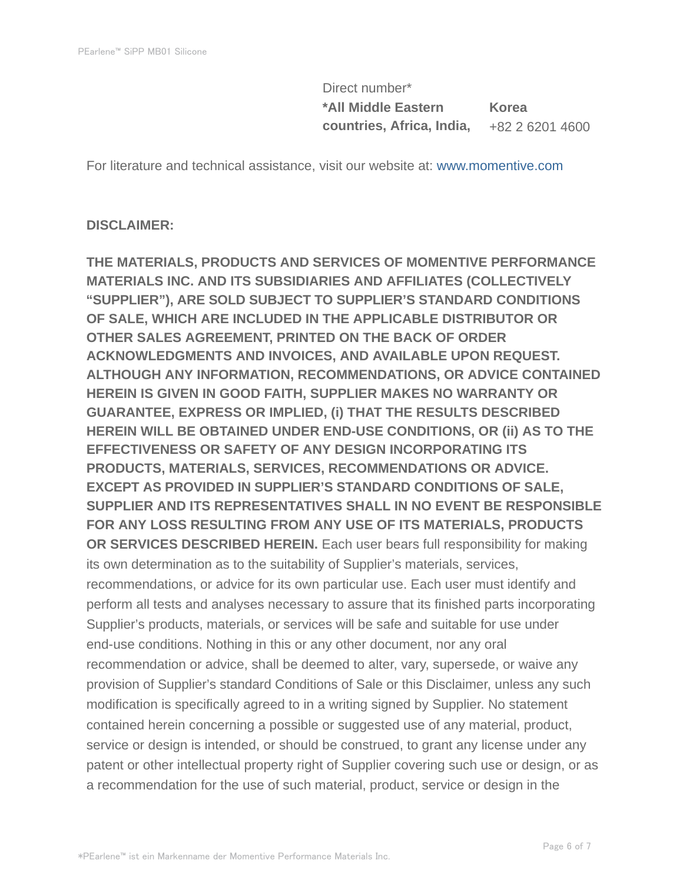Direct number*

| *All Middle Eastern countries, Africa, India, | Korea |
| --- | --- |
| | +82 2 6201 4600 |

For literature and technical assistance, visit our website at: www.momentive.com

**DISCLAIMER:**

**THE MATERIALS, PRODUCTS AND SERVICES OF MOMENTIVE PERFORMANCE MATERIALS INC. AND ITS SUBSIDIARIES AND AFFILIATES (COLLECTIVELY "SUPPLIER"), ARE SOLD SUBJECT TO SUPPLIER'S STANDARD CONDITIONS OF SALE, WHICH ARE INCLUDED IN THE APPLICABLE DISTRIBUTOR OR OTHER SALES AGREEMENT, PRINTED ON THE BACK OF ORDER ACKNOWLEDGMENTS AND INVOICES, AND AVAILABLE UPON REQUEST. ALTHOUGH ANY INFORMATION, RECOMMENDATIONS, OR ADVICE CONTAINED HEREIN IS GIVEN IN GOOD FAITH, SUPPLIER MAKES NO WARRANTY OR GUARANTEE, EXPRESS OR IMPLIED, (i) THAT THE RESULTS DESCRIBED HEREIN WILL BE OBTAINED UNDER END-USE CONDITIONS, OR (ii) AS TO THE EFFECTIVENESS OR SAFETY OF ANY DESIGN INCORPORATING ITS PRODUCTS, MATERIALS, SERVICES, RECOMMENDATIONS OR ADVICE. EXCEPT AS PROVIDED IN SUPPLIER'S STANDARD CONDITIONS OF SALE, SUPPLIER AND ITS REPRESENTATIVES SHALL IN NO EVENT BE RESPONSIBLE FOR ANY LOSS RESULTING FROM ANY USE OF ITS MATERIALS, PRODUCTS OR SERVICES DESCRIBED HEREIN.** Each user bears full responsibility for making its own determination as to the suitability of Supplier's materials, services, recommendations, or advice for its own particular use. Each user must identify and perform all tests and analyses necessary to assure that its finished parts incorporating Supplier's products, materials, or services will be safe and suitable for use under end-use conditions. Nothing in this or any other document, nor any oral recommendation or advice, shall be deemed to alter, vary, supersede, or waive any provision of Supplier's standard Conditions of Sale or this Disclaimer, unless any such modification is specifically agreed to in a writing signed by Supplier. No statement contained herein concerning a possible or suggested use of any material, product, service or design is intended, or should be construed, to grant any license under any patent or other intellectual property right of Supplier covering such use or design, or as a recommendation for the use of such material, product, service or design in the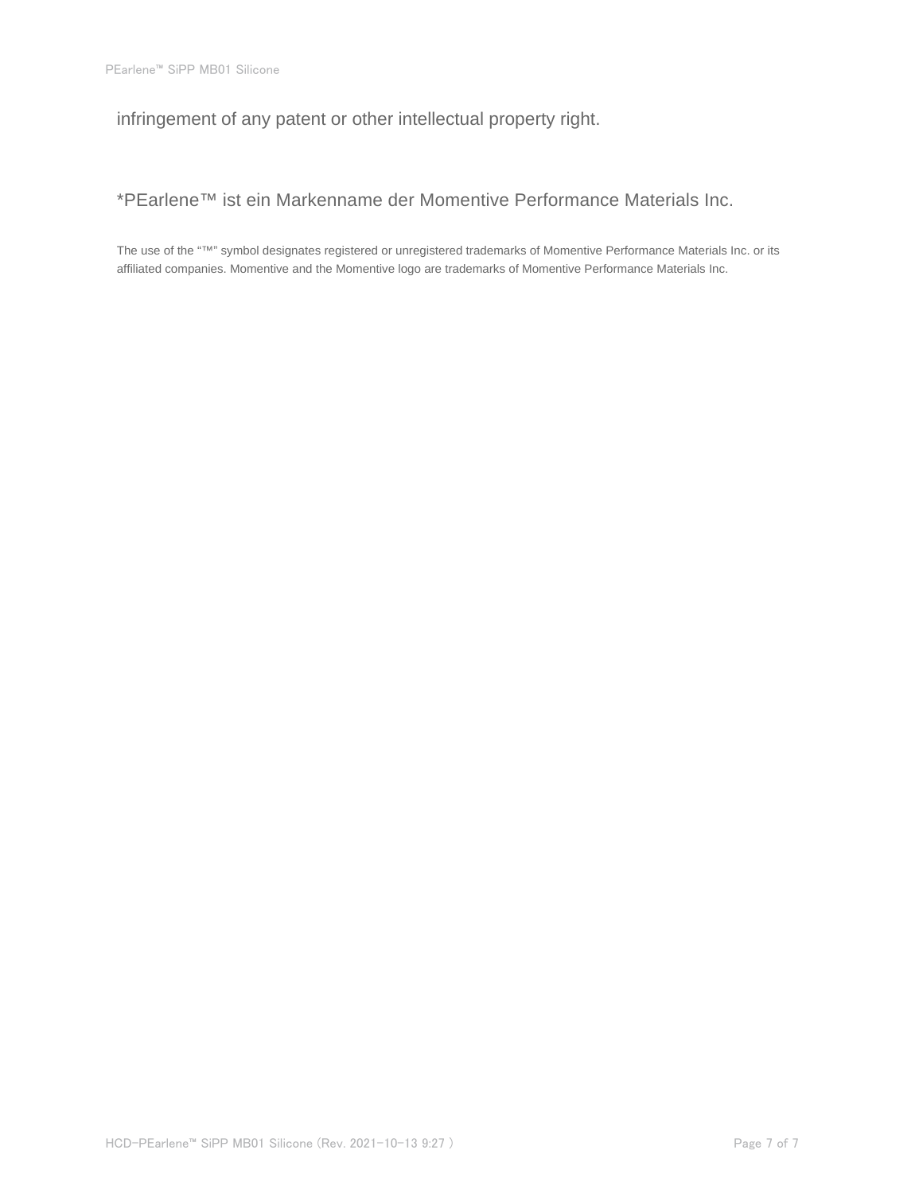infringement of any patent or other intellectual property right.

*PEarlene™ ist ein Markenname der Momentive Performance Materials Inc.

The use of the "™" symbol designates registered or unregistered trademarks of Momentive Performance Materials Inc. or its affiliated companies. Momentive and the Momentive logo are trademarks of Momentive Performance Materials Inc.